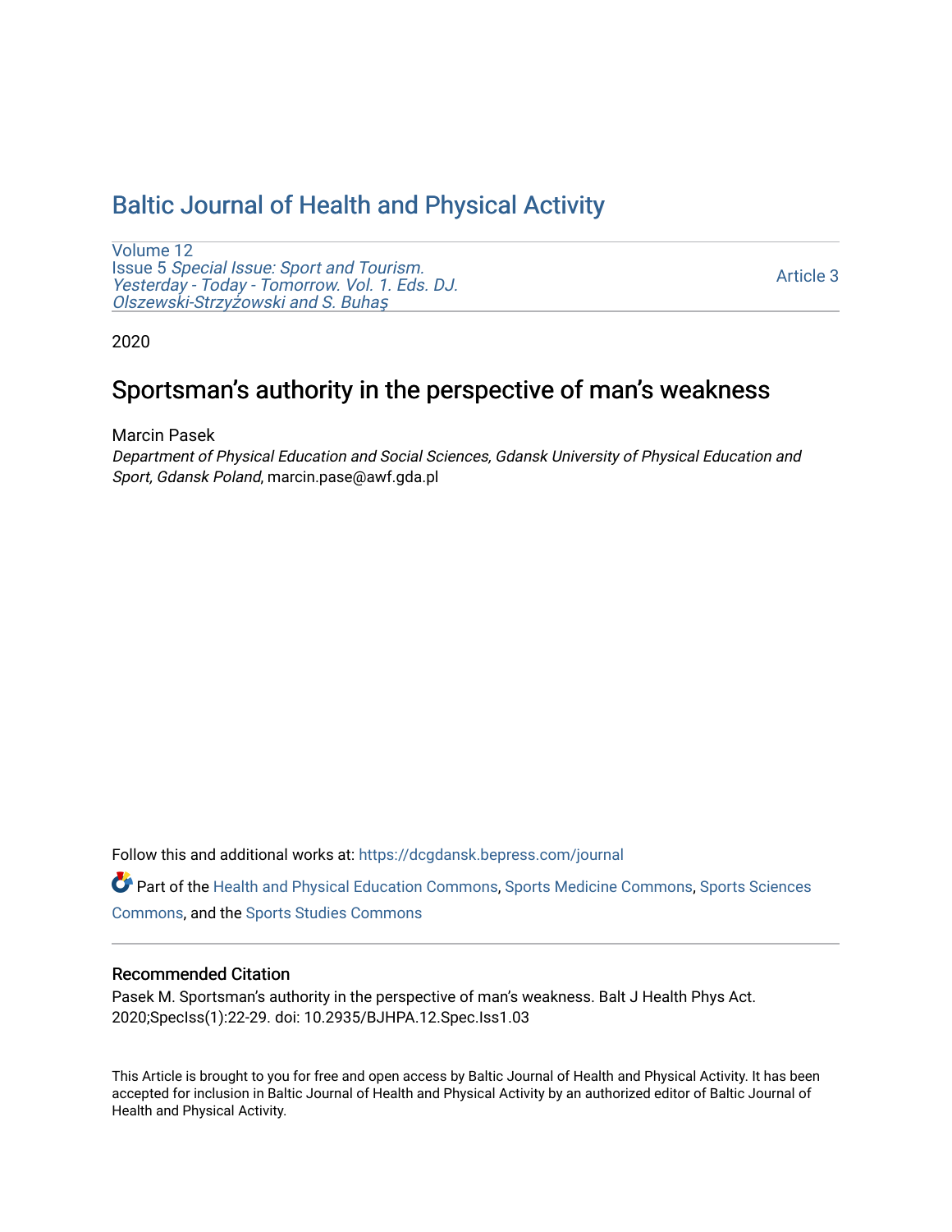# Baltic Journal of Health and Physical Activity

Volume 12
Issue 5 *Special Issue: Sport and Tourism. Yesterday - Today - Tomorrow. Vol. 1. Eds. DJ. Olszewski-Strzyżowski and S. Buhaş*

Article 3

2020

## Sportsman's authority in the perspective of man's weakness

Marcin Pasek
*Department of Physical Education and Social Sciences, Gdansk University of Physical Education and Sport, Gdansk Poland*, marcin.pase@awf.gda.pl

Follow this and additional works at: https://dcgdansk.bepress.com/journal

Part of the Health and Physical Education Commons, Sports Medicine Commons, Sports Sciences Commons, and the Sports Studies Commons

### Recommended Citation

Pasek M. Sportsman's authority in the perspective of man's weakness. Balt J Health Phys Act. 2020;SpecIss(1):22-29. doi: 10.2935/BJHPA.12.Spec.Iss1.03

This Article is brought to you for free and open access by Baltic Journal of Health and Physical Activity. It has been accepted for inclusion in Baltic Journal of Health and Physical Activity by an authorized editor of Baltic Journal of Health and Physical Activity.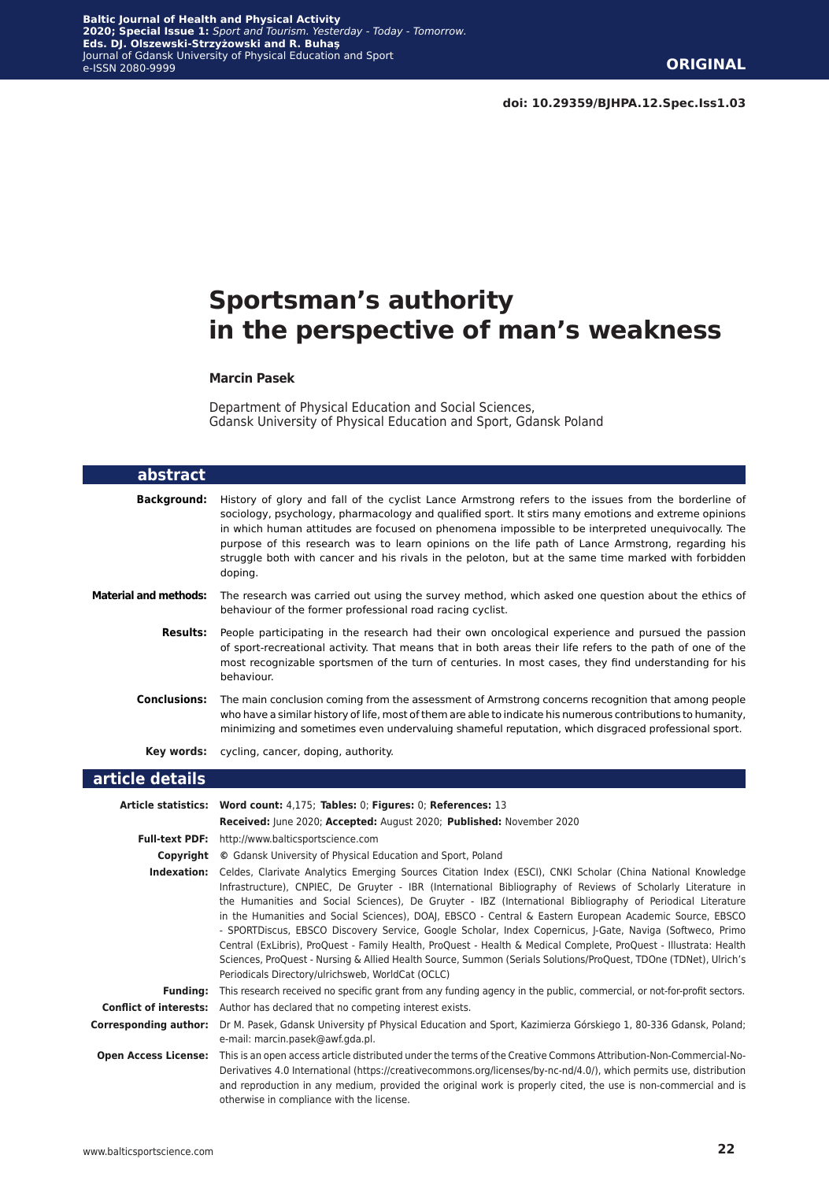**ORIGINAL**

doi: 10.29359/BJHPA.12.Spec.Iss1.03

# Sportsman's authority in the perspective of man's weakness

**Marcin Pasek**

Department of Physical Education and Social Sciences, Gdansk University of Physical Education and Sport, Gdansk Poland

## abstract

**Background:** History of glory and fall of the cyclist Lance Armstrong refers to the issues from the borderline of sociology, psychology, pharmacology and qualified sport. It stirs many emotions and extreme opinions in which human attitudes are focused on phenomena impossible to be interpreted unequivocally. The purpose of this research was to learn opinions on the life path of Lance Armstrong, regarding his struggle both with cancer and his rivals in the peloton, but at the same time marked with forbidden doping.

**Material and methods:** The research was carried out using the survey method, which asked one question about the ethics of behaviour of the former professional road racing cyclist.

**Results:** People participating in the research had their own oncological experience and pursued the passion of sport-recreational activity. That means that in both areas their life refers to the path of one of the most recognizable sportsmen of the turn of centuries. In most cases, they find understanding for his behaviour.

**Conclusions:** The main conclusion coming from the assessment of Armstrong concerns recognition that among people who have a similar history of life, most of them are able to indicate his numerous contributions to humanity, minimizing and sometimes even undervaluing shameful reputation, which disgraced professional sport.

**Key words:** cycling, cancer, doping, authority.

## article details

**Article statistics:** **Word count:** 4,175; **Tables:** 0; **Figures:** 0; **References:** 13
**Received:** June 2020; **Accepted:** August 2020; **Published:** November 2020

**Full-text PDF:** http://www.balticsportscience.com

**Copyright** © Gdansk University of Physical Education and Sport, Poland

**Indexation:** Celdes, Clarivate Analytics Emerging Sources Citation Index (ESCI), CNKI Scholar (China National Knowledge Infrastructure), CNPIEC, De Gruyter - IBR (International Bibliography of Reviews of Scholarly Literature in the Humanities and Social Sciences), De Gruyter - IBZ (International Bibliography of Periodical Literature in the Humanities and Social Sciences), DOAJ, EBSCO - Central & Eastern European Academic Source, EBSCO - SPORTDiscus, EBSCO Discovery Service, Google Scholar, Index Copernicus, J-Gate, Naviga (Softweco, Primo Central (ExLibris), ProQuest - Family Health, ProQuest - Health & Medical Complete, ProQuest - Illustrata: Health Sciences, ProQuest - Nursing & Allied Health Source, Summon (Serials Solutions/ProQuest, TDOne (TDNet), Ulrich's Periodicals Directory/ulrichsweb, WorldCat (OCLC)

**Funding:** This research received no specific grant from any funding agency in the public, commercial, or not-for-profit sectors.

**Conflict of interests:** Author has declared that no competing interest exists.

**Corresponding author:** Dr M. Pasek, Gdansk University pf Physical Education and Sport, Kazimierza Górskiego 1, 80-336 Gdansk, Poland; e-mail: marcin.pasek@awf.gda.pl.

**Open Access License:** This is an open access article distributed under the terms of the Creative Commons Attribution-Non-Commercial-No-Derivatives 4.0 International (https://creativecommons.org/licenses/by-nc-nd/4.0/), which permits use, distribution and reproduction in any medium, provided the original work is properly cited, the use is non-commercial and is otherwise in compliance with the license.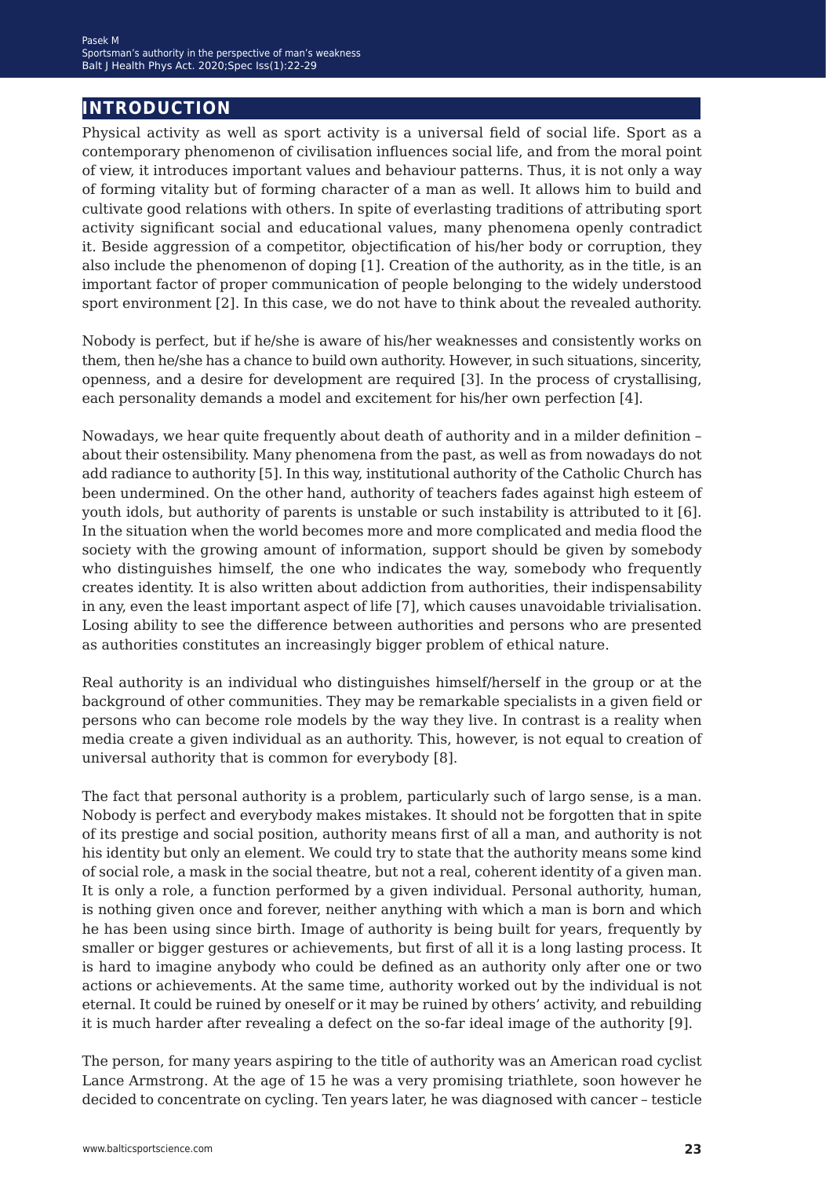## INTRODUCTION

Physical activity as well as sport activity is a universal field of social life. Sport as a contemporary phenomenon of civilisation influences social life, and from the moral point of view, it introduces important values and behaviour patterns. Thus, it is not only a way of forming vitality but of forming character of a man as well. It allows him to build and cultivate good relations with others. In spite of everlasting traditions of attributing sport activity significant social and educational values, many phenomena openly contradict it. Beside aggression of a competitor, objectification of his/her body or corruption, they also include the phenomenon of doping [1]. Creation of the authority, as in the title, is an important factor of proper communication of people belonging to the widely understood sport environment [2]. In this case, we do not have to think about the revealed authority.

Nobody is perfect, but if he/she is aware of his/her weaknesses and consistently works on them, then he/she has a chance to build own authority. However, in such situations, sincerity, openness, and a desire for development are required [3]. In the process of crystallising, each personality demands a model and excitement for his/her own perfection [4].

Nowadays, we hear quite frequently about death of authority and in a milder definition – about their ostensibility. Many phenomena from the past, as well as from nowadays do not add radiance to authority [5]. In this way, institutional authority of the Catholic Church has been undermined. On the other hand, authority of teachers fades against high esteem of youth idols, but authority of parents is unstable or such instability is attributed to it [6]. In the situation when the world becomes more and more complicated and media flood the society with the growing amount of information, support should be given by somebody who distinguishes himself, the one who indicates the way, somebody who frequently creates identity. It is also written about addiction from authorities, their indispensability in any, even the least important aspect of life [7], which causes unavoidable trivialisation. Losing ability to see the difference between authorities and persons who are presented as authorities constitutes an increasingly bigger problem of ethical nature.

Real authority is an individual who distinguishes himself/herself in the group or at the background of other communities. They may be remarkable specialists in a given field or persons who can become role models by the way they live. In contrast is a reality when media create a given individual as an authority. This, however, is not equal to creation of universal authority that is common for everybody [8].

The fact that personal authority is a problem, particularly such of largo sense, is a man. Nobody is perfect and everybody makes mistakes. It should not be forgotten that in spite of its prestige and social position, authority means first of all a man, and authority is not his identity but only an element. We could try to state that the authority means some kind of social role, a mask in the social theatre, but not a real, coherent identity of a given man. It is only a role, a function performed by a given individual. Personal authority, human, is nothing given once and forever, neither anything with which a man is born and which he has been using since birth. Image of authority is being built for years, frequently by smaller or bigger gestures or achievements, but first of all it is a long lasting process. It is hard to imagine anybody who could be defined as an authority only after one or two actions or achievements. At the same time, authority worked out by the individual is not eternal. It could be ruined by oneself or it may be ruined by others' activity, and rebuilding it is much harder after revealing a defect on the so-far ideal image of the authority [9].

The person, for many years aspiring to the title of authority was an American road cyclist Lance Armstrong. At the age of 15 he was a very promising triathlete, soon however he decided to concentrate on cycling. Ten years later, he was diagnosed with cancer – testicle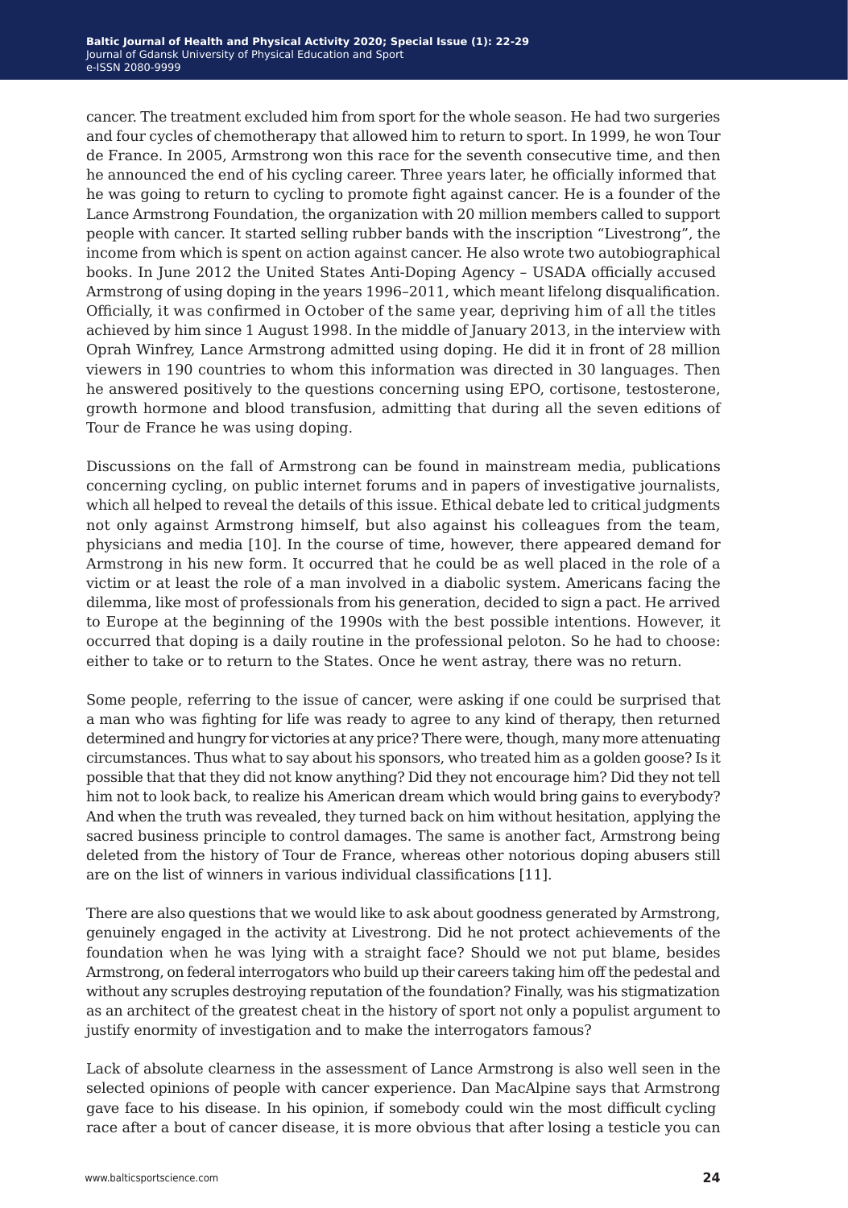cancer. The treatment excluded him from sport for the whole season. He had two surgeries and four cycles of chemotherapy that allowed him to return to sport. In 1999, he won Tour de France. In 2005, Armstrong won this race for the seventh consecutive time, and then he announced the end of his cycling career. Three years later, he officially informed that he was going to return to cycling to promote fight against cancer. He is a founder of the Lance Armstrong Foundation, the organization with 20 million members called to support people with cancer. It started selling rubber bands with the inscription "Livestrong", the income from which is spent on action against cancer. He also wrote two autobiographical books. In June 2012 the United States Anti-Doping Agency – USADA officially accused Armstrong of using doping in the years 1996–2011, which meant lifelong disqualification. Officially, it was confirmed in October of the same year, depriving him of all the titles achieved by him since 1 August 1998. In the middle of January 2013, in the interview with Oprah Winfrey, Lance Armstrong admitted using doping. He did it in front of 28 million viewers in 190 countries to whom this information was directed in 30 languages. Then he answered positively to the questions concerning using EPO, cortisone, testosterone, growth hormone and blood transfusion, admitting that during all the seven editions of Tour de France he was using doping.

Discussions on the fall of Armstrong can be found in mainstream media, publications concerning cycling, on public internet forums and in papers of investigative journalists, which all helped to reveal the details of this issue. Ethical debate led to critical judgments not only against Armstrong himself, but also against his colleagues from the team, physicians and media [10]. In the course of time, however, there appeared demand for Armstrong in his new form. It occurred that he could be as well placed in the role of a victim or at least the role of a man involved in a diabolic system. Americans facing the dilemma, like most of professionals from his generation, decided to sign a pact. He arrived to Europe at the beginning of the 1990s with the best possible intentions. However, it occurred that doping is a daily routine in the professional peloton. So he had to choose: either to take or to return to the States. Once he went astray, there was no return.

Some people, referring to the issue of cancer, were asking if one could be surprised that a man who was fighting for life was ready to agree to any kind of therapy, then returned determined and hungry for victories at any price? There were, though, many more attenuating circumstances. Thus what to say about his sponsors, who treated him as a golden goose? Is it possible that that they did not know anything? Did they not encourage him? Did they not tell him not to look back, to realize his American dream which would bring gains to everybody? And when the truth was revealed, they turned back on him without hesitation, applying the sacred business principle to control damages. The same is another fact, Armstrong being deleted from the history of Tour de France, whereas other notorious doping abusers still are on the list of winners in various individual classifications [11].

There are also questions that we would like to ask about goodness generated by Armstrong, genuinely engaged in the activity at Livestrong. Did he not protect achievements of the foundation when he was lying with a straight face? Should we not put blame, besides Armstrong, on federal interrogators who build up their careers taking him off the pedestal and without any scruples destroying reputation of the foundation? Finally, was his stigmatization as an architect of the greatest cheat in the history of sport not only a populist argument to justify enormity of investigation and to make the interrogators famous?

Lack of absolute clearness in the assessment of Lance Armstrong is also well seen in the selected opinions of people with cancer experience. Dan MacAlpine says that Armstrong gave face to his disease. In his opinion, if somebody could win the most difficult cycling race after a bout of cancer disease, it is more obvious that after losing a testicle you can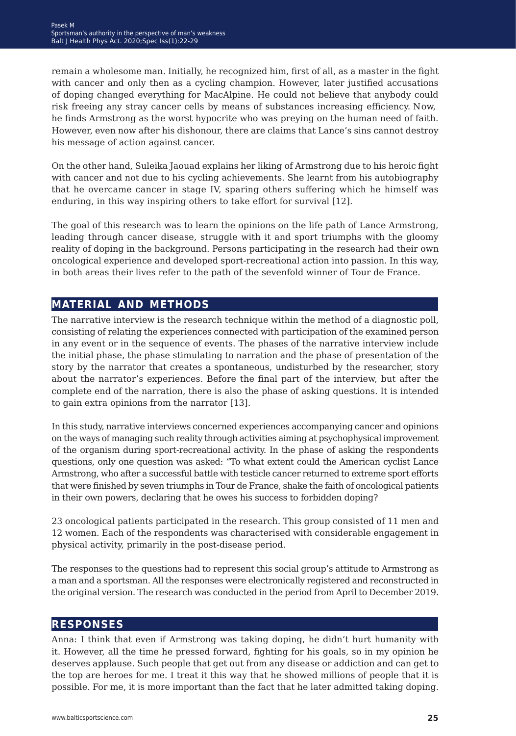remain a wholesome man. Initially, he recognized him, first of all, as a master in the fight with cancer and only then as a cycling champion. However, later justified accusations of doping changed everything for MacAlpine. He could not believe that anybody could risk freeing any stray cancer cells by means of substances increasing efficiency. Now, he finds Armstrong as the worst hypocrite who was preying on the human need of faith. However, even now after his dishonour, there are claims that Lance's sins cannot destroy his message of action against cancer.

On the other hand, Suleika Jaouad explains her liking of Armstrong due to his heroic fight with cancer and not due to his cycling achievements. She learnt from his autobiography that he overcame cancer in stage IV, sparing others suffering which he himself was enduring, in this way inspiring others to take effort for survival [12].

The goal of this research was to learn the opinions on the life path of Lance Armstrong, leading through cancer disease, struggle with it and sport triumphs with the gloomy reality of doping in the background. Persons participating in the research had their own oncological experience and developed sport-recreational action into passion. In this way, in both areas their lives refer to the path of the sevenfold winner of Tour de France.

## MATERIAL AND METHODS

The narrative interview is the research technique within the method of a diagnostic poll, consisting of relating the experiences connected with participation of the examined person in any event or in the sequence of events. The phases of the narrative interview include the initial phase, the phase stimulating to narration and the phase of presentation of the story by the narrator that creates a spontaneous, undisturbed by the researcher, story about the narrator's experiences. Before the final part of the interview, but after the complete end of the narration, there is also the phase of asking questions. It is intended to gain extra opinions from the narrator [13].

In this study, narrative interviews concerned experiences accompanying cancer and opinions on the ways of managing such reality through activities aiming at psychophysical improvement of the organism during sport-recreational activity. In the phase of asking the respondents questions, only one question was asked: "To what extent could the American cyclist Lance Armstrong, who after a successful battle with testicle cancer returned to extreme sport efforts that were finished by seven triumphs in Tour de France, shake the faith of oncological patients in their own powers, declaring that he owes his success to forbidden doping?

23 oncological patients participated in the research. This group consisted of 11 men and 12 women. Each of the respondents was characterised with considerable engagement in physical activity, primarily in the post-disease period.

The responses to the questions had to represent this social group's attitude to Armstrong as a man and a sportsman. All the responses were electronically registered and reconstructed in the original version. The research was conducted in the period from April to December 2019.

## RESPONSES

Anna: I think that even if Armstrong was taking doping, he didn't hurt humanity with it. However, all the time he pressed forward, fighting for his goals, so in my opinion he deserves applause. Such people that get out from any disease or addiction and can get to the top are heroes for me. I treat it this way that he showed millions of people that it is possible. For me, it is more important than the fact that he later admitted taking doping.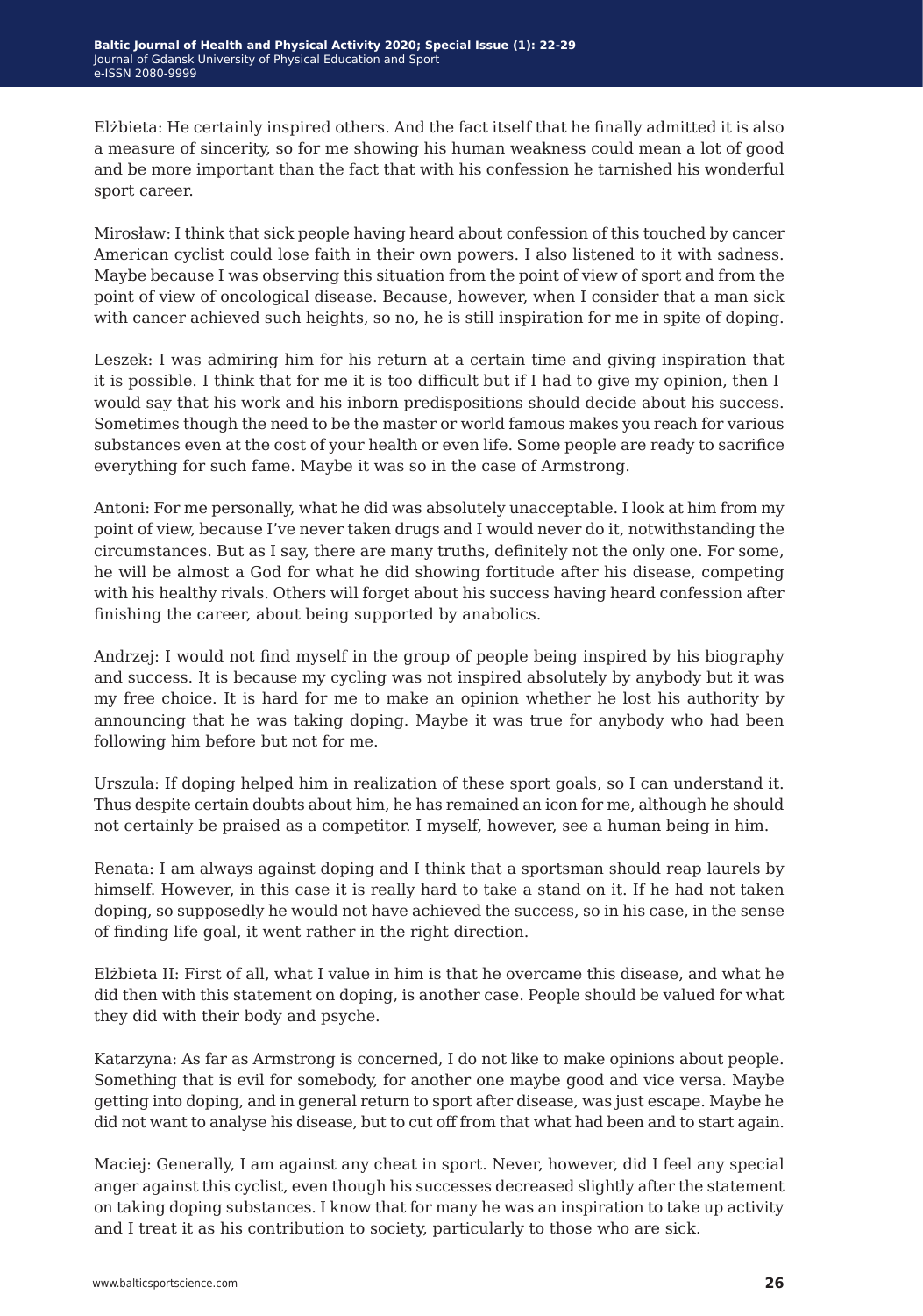Elżbieta: He certainly inspired others. And the fact itself that he finally admitted it is also a measure of sincerity, so for me showing his human weakness could mean a lot of good and be more important than the fact that with his confession he tarnished his wonderful sport career.

Mirosław: I think that sick people having heard about confession of this touched by cancer American cyclist could lose faith in their own powers. I also listened to it with sadness. Maybe because I was observing this situation from the point of view of sport and from the point of view of oncological disease. Because, however, when I consider that a man sick with cancer achieved such heights, so no, he is still inspiration for me in spite of doping.

Leszek: I was admiring him for his return at a certain time and giving inspiration that it is possible. I think that for me it is too difficult but if I had to give my opinion, then I would say that his work and his inborn predispositions should decide about his success. Sometimes though the need to be the master or world famous makes you reach for various substances even at the cost of your health or even life. Some people are ready to sacrifice everything for such fame. Maybe it was so in the case of Armstrong.

Antoni: For me personally, what he did was absolutely unacceptable. I look at him from my point of view, because I've never taken drugs and I would never do it, notwithstanding the circumstances. But as I say, there are many truths, definitely not the only one. For some, he will be almost a God for what he did showing fortitude after his disease, competing with his healthy rivals. Others will forget about his success having heard confession after finishing the career, about being supported by anabolics.

Andrzej: I would not find myself in the group of people being inspired by his biography and success. It is because my cycling was not inspired absolutely by anybody but it was my free choice. It is hard for me to make an opinion whether he lost his authority by announcing that he was taking doping. Maybe it was true for anybody who had been following him before but not for me.

Urszula: If doping helped him in realization of these sport goals, so I can understand it. Thus despite certain doubts about him, he has remained an icon for me, although he should not certainly be praised as a competitor. I myself, however, see a human being in him.

Renata: I am always against doping and I think that a sportsman should reap laurels by himself. However, in this case it is really hard to take a stand on it. If he had not taken doping, so supposedly he would not have achieved the success, so in his case, in the sense of finding life goal, it went rather in the right direction.

Elżbieta II: First of all, what I value in him is that he overcame this disease, and what he did then with this statement on doping, is another case. People should be valued for what they did with their body and psyche.

Katarzyna: As far as Armstrong is concerned, I do not like to make opinions about people. Something that is evil for somebody, for another one maybe good and vice versa. Maybe getting into doping, and in general return to sport after disease, was just escape. Maybe he did not want to analyse his disease, but to cut off from that what had been and to start again.

Maciej: Generally, I am against any cheat in sport. Never, however, did I feel any special anger against this cyclist, even though his successes decreased slightly after the statement on taking doping substances. I know that for many he was an inspiration to take up activity and I treat it as his contribution to society, particularly to those who are sick.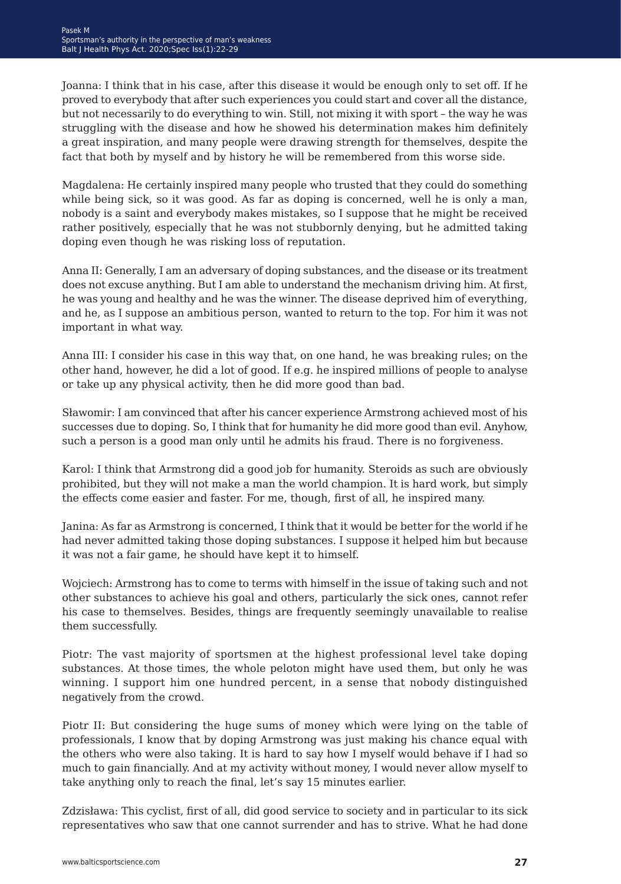Joanna: I think that in his case, after this disease it would be enough only to set off. If he proved to everybody that after such experiences you could start and cover all the distance, but not necessarily to do everything to win. Still, not mixing it with sport – the way he was struggling with the disease and how he showed his determination makes him definitely a great inspiration, and many people were drawing strength for themselves, despite the fact that both by myself and by history he will be remembered from this worse side.

Magdalena: He certainly inspired many people who trusted that they could do something while being sick, so it was good. As far as doping is concerned, well he is only a man, nobody is a saint and everybody makes mistakes, so I suppose that he might be received rather positively, especially that he was not stubbornly denying, but he admitted taking doping even though he was risking loss of reputation.

Anna II: Generally, I am an adversary of doping substances, and the disease or its treatment does not excuse anything. But I am able to understand the mechanism driving him. At first, he was young and healthy and he was the winner. The disease deprived him of everything, and he, as I suppose an ambitious person, wanted to return to the top. For him it was not important in what way.

Anna III: I consider his case in this way that, on one hand, he was breaking rules; on the other hand, however, he did a lot of good. If e.g. he inspired millions of people to analyse or take up any physical activity, then he did more good than bad.

Sławomir: I am convinced that after his cancer experience Armstrong achieved most of his successes due to doping. So, I think that for humanity he did more good than evil. Anyhow, such a person is a good man only until he admits his fraud. There is no forgiveness.

Karol: I think that Armstrong did a good job for humanity. Steroids as such are obviously prohibited, but they will not make a man the world champion. It is hard work, but simply the effects come easier and faster. For me, though, first of all, he inspired many.

Janina: As far as Armstrong is concerned, I think that it would be better for the world if he had never admitted taking those doping substances. I suppose it helped him but because it was not a fair game, he should have kept it to himself.

Wojciech: Armstrong has to come to terms with himself in the issue of taking such and not other substances to achieve his goal and others, particularly the sick ones, cannot refer his case to themselves. Besides, things are frequently seemingly unavailable to realise them successfully.

Piotr: The vast majority of sportsmen at the highest professional level take doping substances. At those times, the whole peloton might have used them, but only he was winning. I support him one hundred percent, in a sense that nobody distinguished negatively from the crowd.

Piotr II: But considering the huge sums of money which were lying on the table of professionals, I know that by doping Armstrong was just making his chance equal with the others who were also taking. It is hard to say how I myself would behave if I had so much to gain financially. And at my activity without money, I would never allow myself to take anything only to reach the final, let's say 15 minutes earlier.

Zdzisława: This cyclist, first of all, did good service to society and in particular to its sick representatives who saw that one cannot surrender and has to strive. What he had done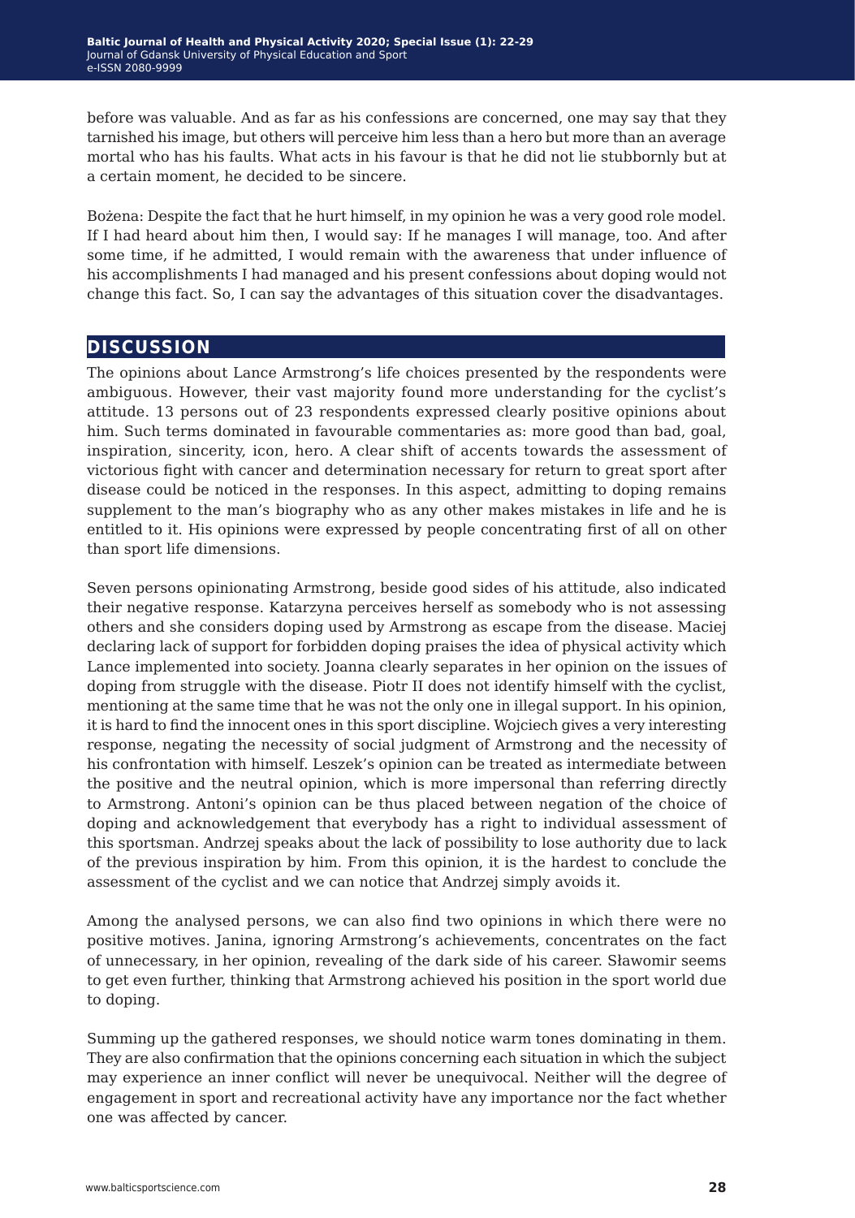before was valuable. And as far as his confessions are concerned, one may say that they tarnished his image, but others will perceive him less than a hero but more than an average mortal who has his faults. What acts in his favour is that he did not lie stubbornly but at a certain moment, he decided to be sincere.

Bożena: Despite the fact that he hurt himself, in my opinion he was a very good role model. If I had heard about him then, I would say: If he manages I will manage, too. And after some time, if he admitted, I would remain with the awareness that under influence of his accomplishments I had managed and his present confessions about doping would not change this fact. So, I can say the advantages of this situation cover the disadvantages.

## DISCUSSION

The opinions about Lance Armstrong's life choices presented by the respondents were ambiguous. However, their vast majority found more understanding for the cyclist's attitude. 13 persons out of 23 respondents expressed clearly positive opinions about him. Such terms dominated in favourable commentaries as: more good than bad, goal, inspiration, sincerity, icon, hero. A clear shift of accents towards the assessment of victorious fight with cancer and determination necessary for return to great sport after disease could be noticed in the responses. In this aspect, admitting to doping remains supplement to the man's biography who as any other makes mistakes in life and he is entitled to it. His opinions were expressed by people concentrating first of all on other than sport life dimensions.

Seven persons opinionating Armstrong, beside good sides of his attitude, also indicated their negative response. Katarzyna perceives herself as somebody who is not assessing others and she considers doping used by Armstrong as escape from the disease. Maciej declaring lack of support for forbidden doping praises the idea of physical activity which Lance implemented into society. Joanna clearly separates in her opinion on the issues of doping from struggle with the disease. Piotr II does not identify himself with the cyclist, mentioning at the same time that he was not the only one in illegal support. In his opinion, it is hard to find the innocent ones in this sport discipline. Wojciech gives a very interesting response, negating the necessity of social judgment of Armstrong and the necessity of his confrontation with himself. Leszek's opinion can be treated as intermediate between the positive and the neutral opinion, which is more impersonal than referring directly to Armstrong. Antoni's opinion can be thus placed between negation of the choice of doping and acknowledgement that everybody has a right to individual assessment of this sportsman. Andrzej speaks about the lack of possibility to lose authority due to lack of the previous inspiration by him. From this opinion, it is the hardest to conclude the assessment of the cyclist and we can notice that Andrzej simply avoids it.

Among the analysed persons, we can also find two opinions in which there were no positive motives. Janina, ignoring Armstrong's achievements, concentrates on the fact of unnecessary, in her opinion, revealing of the dark side of his career. Sławomir seems to get even further, thinking that Armstrong achieved his position in the sport world due to doping.

Summing up the gathered responses, we should notice warm tones dominating in them. They are also confirmation that the opinions concerning each situation in which the subject may experience an inner conflict will never be unequivocal. Neither will the degree of engagement in sport and recreational activity have any importance nor the fact whether one was affected by cancer.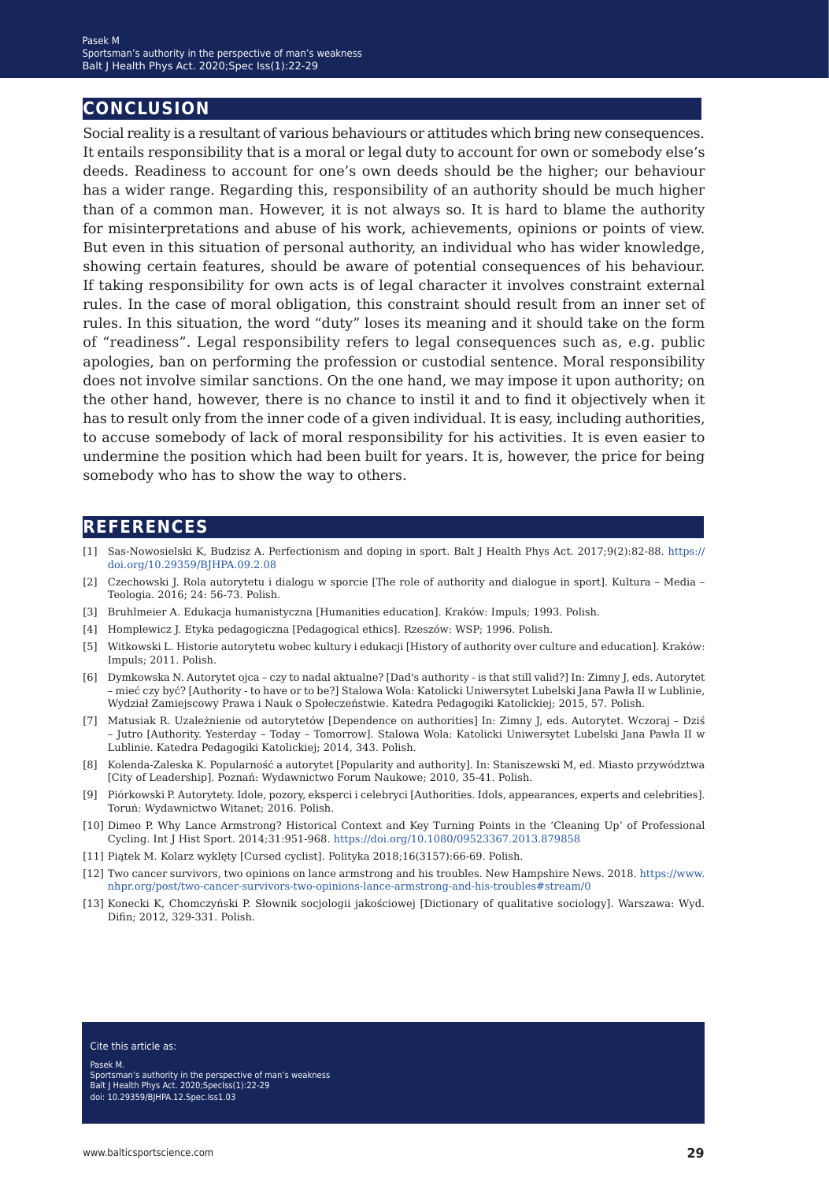## CONCLUSION

Social reality is a resultant of various behaviours or attitudes which bring new consequences. It entails responsibility that is a moral or legal duty to account for own or somebody else's deeds. Readiness to account for one's own deeds should be the higher; our behaviour has a wider range. Regarding this, responsibility of an authority should be much higher than of a common man. However, it is not always so. It is hard to blame the authority for misinterpretations and abuse of his work, achievements, opinions or points of view. But even in this situation of personal authority, an individual who has wider knowledge, showing certain features, should be aware of potential consequences of his behaviour. If taking responsibility for own acts is of legal character it involves constraint external rules. In the case of moral obligation, this constraint should result from an inner set of rules. In this situation, the word "duty" loses its meaning and it should take on the form of "readiness". Legal responsibility refers to legal consequences such as, e.g. public apologies, ban on performing the profession or custodial sentence. Moral responsibility does not involve similar sanctions. On the one hand, we may impose it upon authority; on the other hand, however, there is no chance to instil it and to find it objectively when it has to result only from the inner code of a given individual. It is easy, including authorities, to accuse somebody of lack of moral responsibility for his activities. It is even easier to undermine the position which had been built for years. It is, however, the price for being somebody who has to show the way to others.

## REFERENCES

[1] Sas-Nowosielski K, Budzisz A. Perfectionism and doping in sport. Balt J Health Phys Act. 2017;9(2):82-88. https://doi.org/10.29359/BJHPA.09.2.08

[2] Czechowski J. Rola autorytetu i dialogu w sporcie [The role of authority and dialogue in sport]. Kultura – Media – Teologia. 2016; 24: 56-73. Polish.

[3] Bruhlmeier A. Edukacja humanistyczna [Humanities education]. Kraków: Impuls; 1993. Polish.

[4] Homplewicz J. Etyka pedagogiczna [Pedagogical ethics]. Rzeszów: WSP; 1996. Polish.

[5] Witkowski L. Historie autorytetu wobec kultury i edukacji [History of authority over culture and education]. Kraków: Impuls; 2011. Polish.

[6] Dymkowska N. Autorytet ojca – czy to nadal aktualne? [Dad's authority - is that still valid?] In: Zimny J, eds. Autorytet – mieć czy być? [Authority - to have or to be?] Stalowa Wola: Katolicki Uniwersytet Lubelski Jana Pawła II w Lublinie, Wydział Zamiejscowy Prawa i Nauk o Społeczeństwie. Katedra Pedagogiki Katolickiej; 2015, 57. Polish.

[7] Matusiak R. Uzależnienie od autorytetów [Dependence on authorities] In: Zimny J, eds. Autorytet. Wczoraj – Dziś – Jutro [Authority. Yesterday – Today – Tomorrow]. Stalowa Wola: Katolicki Uniwersytet Lubelski Jana Pawła II w Lublinie. Katedra Pedagogiki Katolickiej; 2014, 343. Polish.

[8] Kolenda-Zaleska K. Popularność a autorytet [Popularity and authority]. In: Staniszewski M, ed. Miasto przywództwa [City of Leadership]. Poznań: Wydawnictwo Forum Naukowe; 2010, 35-41. Polish.

[9] Piórkowski P. Autorytety. Idole, pozory, eksperci i celebryci [Authorities. Idols, appearances, experts and celebrities]. Toruń: Wydawnictwo Witanet; 2016. Polish.

[10] Dimeo P. Why Lance Armstrong? Historical Context and Key Turning Points in the 'Cleaning Up' of Professional Cycling. Int J Hist Sport. 2014;31:951-968. https://doi.org/10.1080/09523367.2013.879858

[11] Piątek M. Kolarz wyklęty [Cursed cyclist]. Polityka 2018;16(3157):66-69. Polish.

[12] Two cancer survivors, two opinions on lance armstrong and his troubles. New Hampshire News. 2018. https://www.nhpr.org/post/two-cancer-survivors-two-opinions-lance-armstrong-and-his-troubles#stream/0

[13] Konecki K, Chomczyński P. Słownik socjologii jakościowej [Dictionary of qualitative sociology]. Warszawa: Wyd. Difin; 2012, 329-331. Polish.

Cite this article as:

Pasek M.
Sportsman's authority in the perspective of man's weakness
Balt J Health Phys Act. 2020;SpecIss(1):22-29
doi: 10.29359/BJHPA.12.Spec.Iss1.03